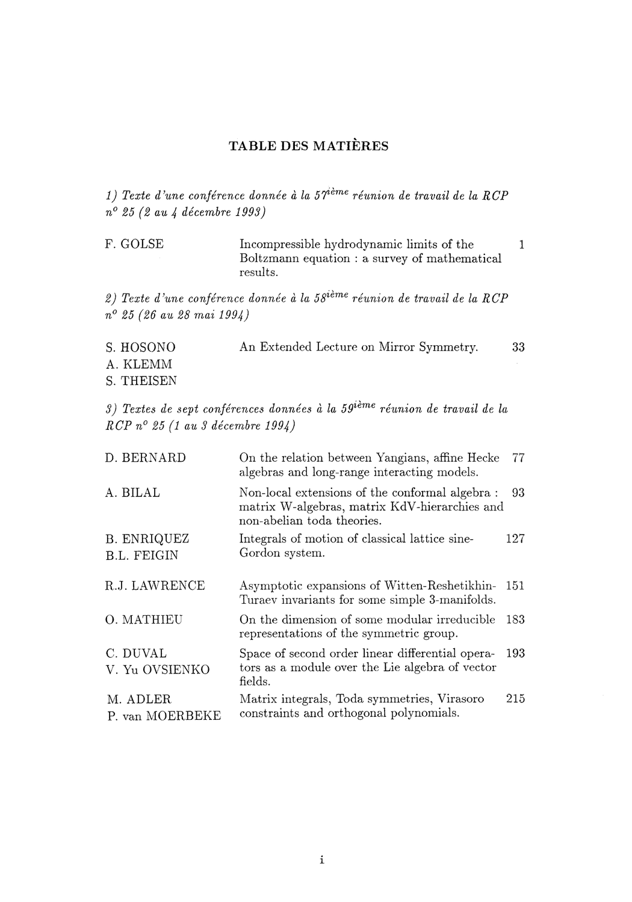# TABLE DES MATIÈRES

*1) Texte d'une conférence donnée à la 57ième réunion de travail de la RCP n° 25 (2 au 4 décembre 1993)*

| | | |
|---|---|---|
| F. GOLSE | Incompressible hydrodynamic limits of the Boltzmann equation : a survey of mathematical results. | 1 |

*2) Texte d'une conférence donnée à la 58ième réunion de travail de la RCP n° 25 (26 au 28 mai 1994)*

| | | |
|---|---|---|
| S. HOSONO<br>A. KLEMM<br>S. THEISEN | An Extended Lecture on Mirror Symmetry. | 33 |

*3) Textes de sept conférences données à la 59ième réunion de travail de la RCP n° 25 (1 au 3 décembre 1994)*

| | | |
|---|---|---|
| D. BERNARD | On the relation between Yangians, affine Hecke algebras and long-range interacting models. | 77 |
| A. BILAL | Non-local extensions of the conformal algebra : matrix W-algebras, matrix KdV-hierarchies and non-abelian toda theories. | 93 |
| B. ENRIQUEZ<br>B.L. FEIGIN | Integrals of motion of classical lattice sine-Gordon system. | 127 |
| R.J. LAWRENCE | Asymptotic expansions of Witten-Reshetikhin-Turaev invariants for some simple 3-manifolds. | 151 |
| O. MATHIEU | On the dimension of some modular irreducible representations of the symmetric group. | 183 |
| C. DUVAL<br>V. Yu OVSIENKO | Space of second order linear differential operators as a module over the Lie algebra of vector fields. | 193 |
| M. ADLER<br>P. van MOERBEKE | Matrix integrals, Toda symmetries, Virasoro constraints and orthogonal polynomials. | 215 |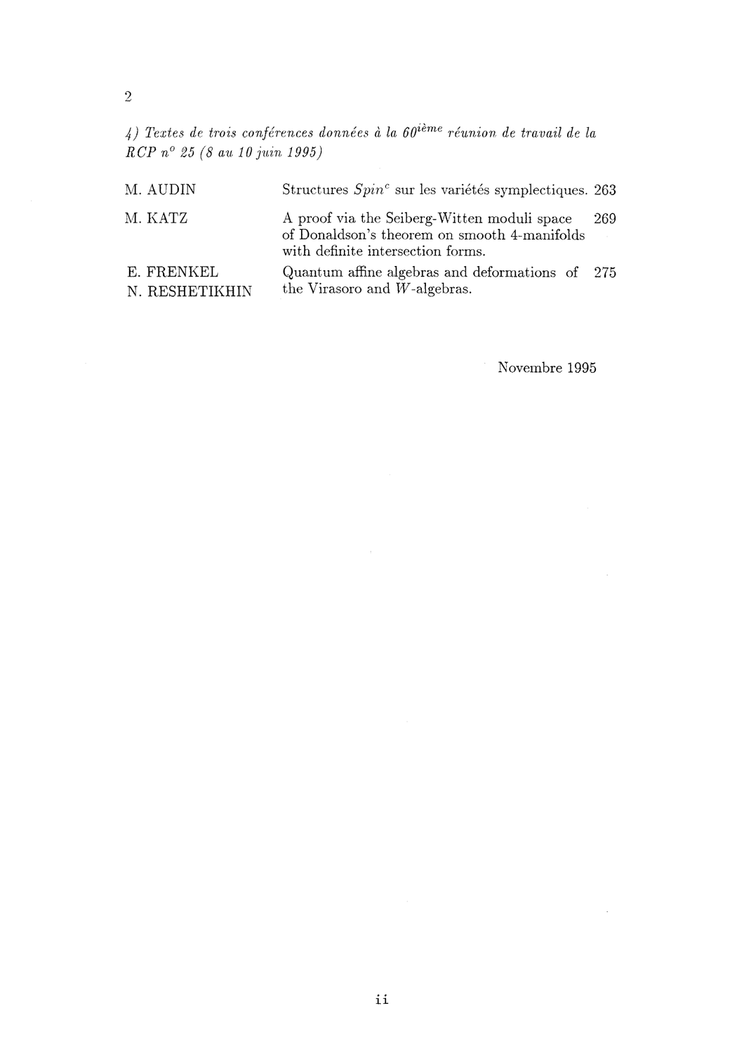*4) Textes de trois conférences données à la $60^{ième}$ réunion de travail de la RCP n° 25 (8 au 10 juin 1995)*

| | | |
|---|---|---|
| M. AUDIN | Structures $Spin^c$ sur les variétés symplectiques. | 263 |
| M. KATZ | A proof via the Seiberg-Witten moduli space of Donaldson's theorem on smooth 4-manifolds with definite intersection forms. | 269 |
| E. FRENKEL<br>N. RESHETIKHIN | Quantum affine algebras and deformations of the Virasoro and $W$-algebras. | 275 |

Novembre 1995